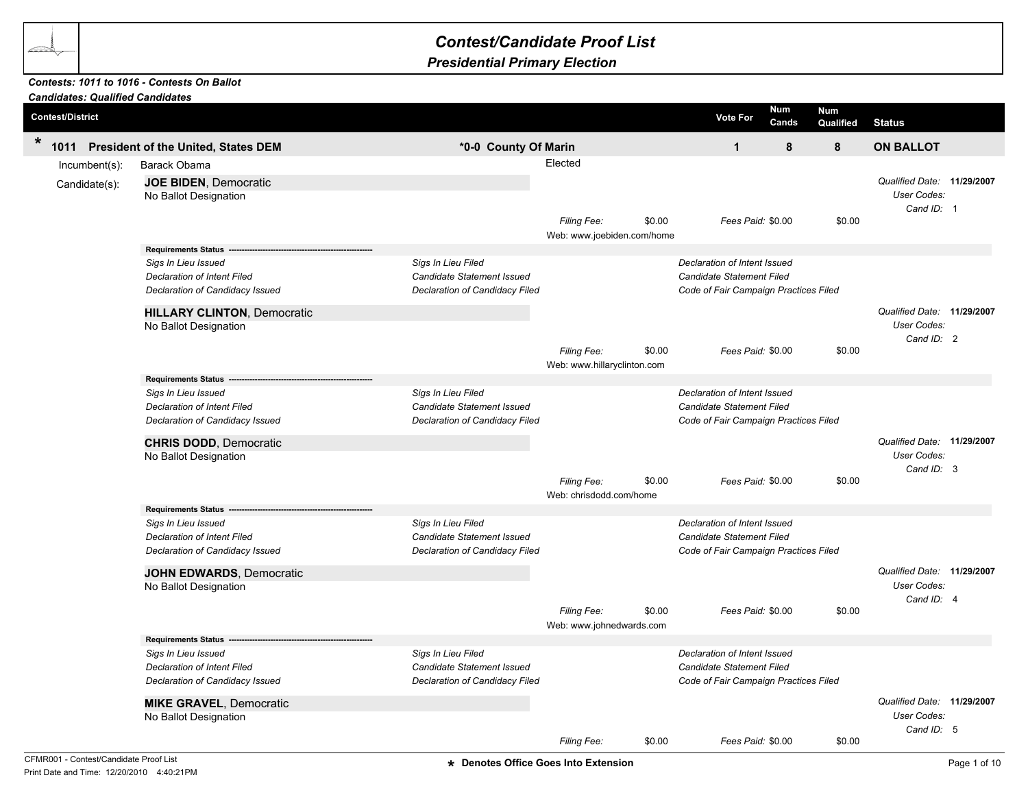# Contest/Candidate Proof List

## Presidential Primary Election

***Contests: 1011 to 1016 - Contests On Ballot***
***Candidates: Qualified Candidates***

| Contest/District | | Vote For | Num Cands | Num Qualified | Status |
|---|---|---|---|---|---|
| * **1011 President of the United, States DEM** | ***0-0 County Of Marin** | **1** | **8** | **8** | **ON BALLOT** |

Incumbent(s): Barack Obama — Elected

Candidate(s):

**JOE BIDEN**, Democratic
No Ballot Designation

*Qualified Date:* **11/29/2007**
*User Codes:*
*Cand ID:* 1

*Filing Fee:* $0.00 *Fees Paid:* $0.00 $0.00
Web: www.joebiden.com/home

**Requirements Status** ----------------------------------------------------

| | | |
|---|---|---|
| *Sigs In Lieu Issued* | *Sigs In Lieu Filed* | *Declaration of Intent Issued* |
| *Declaration of Intent Filed* | *Candidate Statement Issued* | *Candidate Statement Filed* |
| *Declaration of Candidacy Issued* | *Declaration of Candidacy Filed* | *Code of Fair Campaign Practices Filed* |

**HILLARY CLINTON**, Democratic
No Ballot Designation

*Qualified Date:* **11/29/2007**
*User Codes:*
*Cand ID:* 2

*Filing Fee:* $0.00 *Fees Paid:* $0.00 $0.00
Web: www.hillaryclinton.com

**Requirements Status** ----------------------------------------------------

| | | |
|---|---|---|
| *Sigs In Lieu Issued* | *Sigs In Lieu Filed* | *Declaration of Intent Issued* |
| *Declaration of Intent Filed* | *Candidate Statement Issued* | *Candidate Statement Filed* |
| *Declaration of Candidacy Issued* | *Declaration of Candidacy Filed* | *Code of Fair Campaign Practices Filed* |

**CHRIS DODD**, Democratic
No Ballot Designation

*Qualified Date:* **11/29/2007**
*User Codes:*
*Cand ID:* 3

*Filing Fee:* $0.00 *Fees Paid:* $0.00 $0.00
Web: chrisdodd.com/home

**Requirements Status** ----------------------------------------------------

| | | |
|---|---|---|
| *Sigs In Lieu Issued* | *Sigs In Lieu Filed* | *Declaration of Intent Issued* |
| *Declaration of Intent Filed* | *Candidate Statement Issued* | *Candidate Statement Filed* |
| *Declaration of Candidacy Issued* | *Declaration of Candidacy Filed* | *Code of Fair Campaign Practices Filed* |

**JOHN EDWARDS**, Democratic
No Ballot Designation

*Qualified Date:* **11/29/2007**
*User Codes:*
*Cand ID:* 4

*Filing Fee:* $0.00 *Fees Paid:* $0.00 $0.00
Web: www.johnedwards.com

**Requirements Status** ----------------------------------------------------

| | | |
|---|---|---|
| *Sigs In Lieu Issued* | *Sigs In Lieu Filed* | *Declaration of Intent Issued* |
| *Declaration of Intent Filed* | *Candidate Statement Issued* | *Candidate Statement Filed* |
| *Declaration of Candidacy Issued* | *Declaration of Candidacy Filed* | *Code of Fair Campaign Practices Filed* |

**MIKE GRAVEL**, Democratic
No Ballot Designation

*Qualified Date:* **11/29/2007**
*User Codes:*
*Cand ID:* 5

*Filing Fee:* $0.00 *Fees Paid:* $0.00 $0.00

CFMR001 - Contest/Candidate Proof List
Print Date and Time: 12/20/2010 4:40:21PM

**\* Denotes Office Goes Into Extension**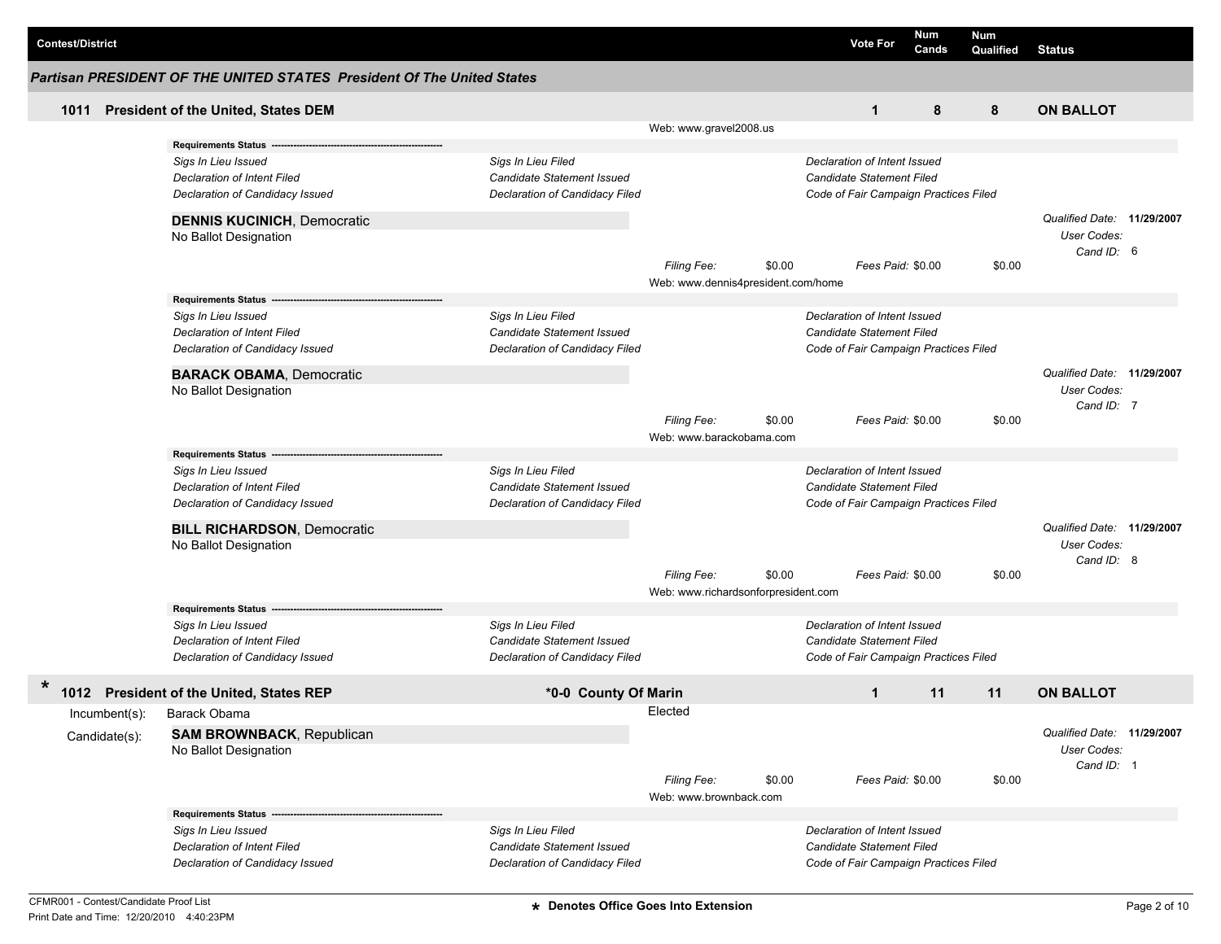| Contest/District | | Vote For | Num Cands | Num Qualified | Status |
|---|---|---|---|---|---|

***Partisan PRESIDENT OF THE UNITED STATES President Of The United States***

| | | Vote For | Num Cands | Num Qualified | Status |
|---|---|---|---|---|---|
| **1011** | **President of the United, States DEM** | **1** | **8** | **8** | **ON BALLOT** |

Web: www.gravel2008.us

**Requirements Status**

*Sigs In Lieu Issued* | *Sigs In Lieu Filed* | *Declaration of Intent Issued*
*Declaration of Intent Filed* | *Candidate Statement Issued* | *Candidate Statement Filed*
*Declaration of Candidacy Issued* | *Declaration of Candidacy Filed* | *Code of Fair Campaign Practices Filed*

**DENNIS KUCINICH**, Democratic
No Ballot Designation

*Qualified Date:* **11/29/2007**
*User Codes:*
*Cand ID:* 6

*Filing Fee:* $0.00 *Fees Paid:* $0.00 $0.00
Web: www.dennis4president.com/home

**Requirements Status**

*Sigs In Lieu Issued* | *Sigs In Lieu Filed* | *Declaration of Intent Issued*
*Declaration of Intent Filed* | *Candidate Statement Issued* | *Candidate Statement Filed*
*Declaration of Candidacy Issued* | *Declaration of Candidacy Filed* | *Code of Fair Campaign Practices Filed*

**BARACK OBAMA**, Democratic
No Ballot Designation

*Qualified Date:* **11/29/2007**
*User Codes:*
*Cand ID:* 7

*Filing Fee:* $0.00 *Fees Paid:* $0.00 $0.00
Web: www.barackobama.com

**Requirements Status**

*Sigs In Lieu Issued* | *Sigs In Lieu Filed* | *Declaration of Intent Issued*
*Declaration of Intent Filed* | *Candidate Statement Issued* | *Candidate Statement Filed*
*Declaration of Candidacy Issued* | *Declaration of Candidacy Filed* | *Code of Fair Campaign Practices Filed*

**BILL RICHARDSON**, Democratic
No Ballot Designation

*Qualified Date:* **11/29/2007**
*User Codes:*
*Cand ID:* 8

*Filing Fee:* $0.00 *Fees Paid:* $0.00 $0.00
Web: www.richardsonforpresident.com

**Requirements Status**

*Sigs In Lieu Issued* | *Sigs In Lieu Filed* | *Declaration of Intent Issued*
*Declaration of Intent Filed* | *Candidate Statement Issued* | *Candidate Statement Filed*
*Declaration of Candidacy Issued* | *Declaration of Candidacy Filed* | *Code of Fair Campaign Practices Filed*

| | | | Vote For | Num Cands | Num Qualified | Status |
|---|---|---|---|---|---|---|
| * **1012** | **President of the United, States REP** | ***0-0 County Of Marin** | **1** | **11** | **11** | **ON BALLOT** |

Incumbent(s): Barack Obama — Elected

Candidate(s): **SAM BROWNBACK**, Republican
No Ballot Designation

*Qualified Date:* **11/29/2007**
*User Codes:*
*Cand ID:* 1

*Filing Fee:* $0.00 *Fees Paid:* $0.00 $0.00
Web: www.brownback.com

**Requirements Status**

*Sigs In Lieu Issued* | *Sigs In Lieu Filed* | *Declaration of Intent Issued*
*Declaration of Intent Filed* | *Candidate Statement Issued* | *Candidate Statement Filed*
*Declaration of Candidacy Issued* | *Declaration of Candidacy Filed* | *Code of Fair Campaign Practices Filed*

CFMR001 - Contest/Candidate Proof List
Print Date and Time: 12/20/2010 4:40:23PM

**\* Denotes Office Goes Into Extension**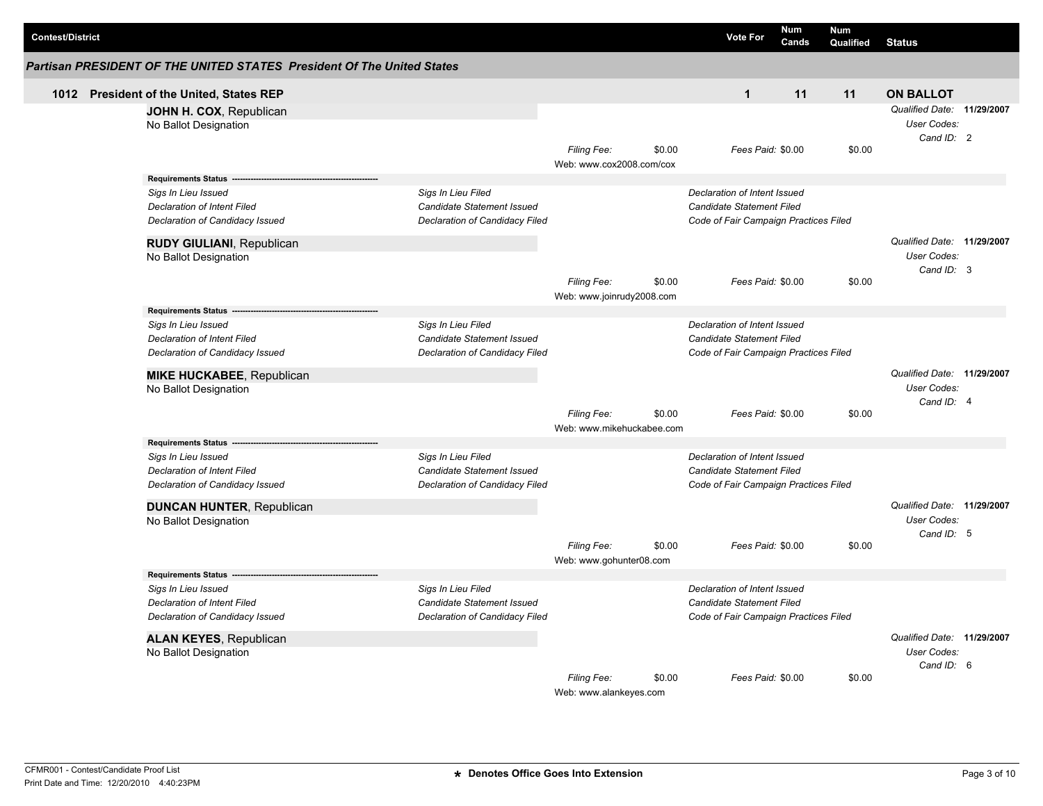| Contest/District | Vote For | Num Cands | Num Qualified | Status |
|---|---|---|---|---|

***Partisan PRESIDENT OF THE UNITED STATES President Of The United States***

| | | Vote For | Num Cands | Num Qualified | Status |
|---|---|---|---|---|---|
| **1012** | **President of the United, States REP** | **1** | **11** | **11** | **ON BALLOT** |

**JOHN H. COX**, Republican
No Ballot Designation

*Qualified Date:* **11/29/2007**
*User Codes:*
*Cand ID:* 2

*Filing Fee:* $0.00 *Fees Paid:* $0.00 $0.00
Web: www.cox2008.com/cox

**Requirements Status** ---------------------------------------------------------

| | | |
|---|---|---|
| *Sigs In Lieu Issued* | *Sigs In Lieu Filed* | *Declaration of Intent Issued* |
| *Declaration of Intent Filed* | *Candidate Statement Issued* | *Candidate Statement Filed* |
| *Declaration of Candidacy Issued* | *Declaration of Candidacy Filed* | *Code of Fair Campaign Practices Filed* |

**RUDY GIULIANI**, Republican
No Ballot Designation

*Qualified Date:* **11/29/2007**
*User Codes:*
*Cand ID:* 3

*Filing Fee:* $0.00 *Fees Paid:* $0.00 $0.00
Web: www.joinrudy2008.com

**Requirements Status** ---------------------------------------------------------

| | | |
|---|---|---|
| *Sigs In Lieu Issued* | *Sigs In Lieu Filed* | *Declaration of Intent Issued* |
| *Declaration of Intent Filed* | *Candidate Statement Issued* | *Candidate Statement Filed* |
| *Declaration of Candidacy Issued* | *Declaration of Candidacy Filed* | *Code of Fair Campaign Practices Filed* |

**MIKE HUCKABEE**, Republican
No Ballot Designation

*Qualified Date:* **11/29/2007**
*User Codes:*
*Cand ID:* 4

*Filing Fee:* $0.00 *Fees Paid:* $0.00 $0.00
Web: www.mikehuckabee.com

**Requirements Status** ---------------------------------------------------------

| | | |
|---|---|---|
| *Sigs In Lieu Issued* | *Sigs In Lieu Filed* | *Declaration of Intent Issued* |
| *Declaration of Intent Filed* | *Candidate Statement Issued* | *Candidate Statement Filed* |
| *Declaration of Candidacy Issued* | *Declaration of Candidacy Filed* | *Code of Fair Campaign Practices Filed* |

**DUNCAN HUNTER**, Republican
No Ballot Designation

*Qualified Date:* **11/29/2007**
*User Codes:*
*Cand ID:* 5

*Filing Fee:* $0.00 *Fees Paid:* $0.00 $0.00
Web: www.gohunter08.com

**Requirements Status** ---------------------------------------------------------

| | | |
|---|---|---|
| *Sigs In Lieu Issued* | *Sigs In Lieu Filed* | *Declaration of Intent Issued* |
| *Declaration of Intent Filed* | *Candidate Statement Issued* | *Candidate Statement Filed* |
| *Declaration of Candidacy Issued* | *Declaration of Candidacy Filed* | *Code of Fair Campaign Practices Filed* |

**ALAN KEYES**, Republican
No Ballot Designation

*Qualified Date:* **11/29/2007**
*User Codes:*
*Cand ID:* 6

*Filing Fee:* $0.00 *Fees Paid:* $0.00 $0.00
Web: www.alankeyes.com

CFMR001 - Contest/Candidate Proof List
Print Date and Time: 12/20/2010 4:40:23PM

**\* Denotes Office Goes Into Extension**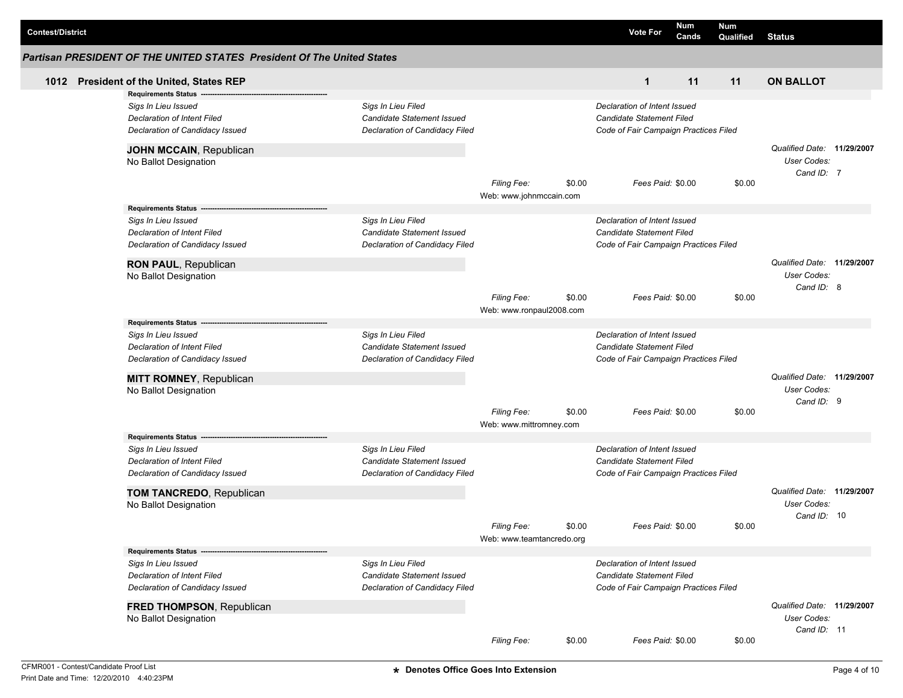| Contest/District | Vote For | Num Cands | Num Qualified | Status |
| --- | --- | --- | --- | --- |

*Partisan PRESIDENT OF THE UNITED STATES President Of The United States*

| | | | | |
| --- | --- | --- | --- | --- |
| **1012 President of the United, States REP** | **1** | **11** | **11** | **ON BALLOT** |

**Requirements Status** ---------------------------------------------------------

| | | |
| --- | --- | --- |
| *Sigs In Lieu Issued* | *Sigs In Lieu Filed* | *Declaration of Intent Issued* |
| *Declaration of Intent Filed* | *Candidate Statement Issued* | *Candidate Statement Filed* |
| *Declaration of Candidacy Issued* | *Declaration of Candidacy Filed* | *Code of Fair Campaign Practices Filed* |

**JOHN MCCAIN**, Republican
No Ballot Designation

*Qualified Date:* **11/29/2007**
*User Codes:*
*Cand ID:* 7

*Filing Fee:* $0.00 *Fees Paid:* $0.00 $0.00
Web: www.johnmccain.com

**Requirements Status** ---------------------------------------------------------

| | | |
| --- | --- | --- |
| *Sigs In Lieu Issued* | *Sigs In Lieu Filed* | *Declaration of Intent Issued* |
| *Declaration of Intent Filed* | *Candidate Statement Issued* | *Candidate Statement Filed* |
| *Declaration of Candidacy Issued* | *Declaration of Candidacy Filed* | *Code of Fair Campaign Practices Filed* |

**RON PAUL**, Republican
No Ballot Designation

*Qualified Date:* **11/29/2007**
*User Codes:*
*Cand ID:* 8

*Filing Fee:* $0.00 *Fees Paid:* $0.00 $0.00
Web: www.ronpaul2008.com

**Requirements Status** ---------------------------------------------------------

| | | |
| --- | --- | --- |
| *Sigs In Lieu Issued* | *Sigs In Lieu Filed* | *Declaration of Intent Issued* |
| *Declaration of Intent Filed* | *Candidate Statement Issued* | *Candidate Statement Filed* |
| *Declaration of Candidacy Issued* | *Declaration of Candidacy Filed* | *Code of Fair Campaign Practices Filed* |

**MITT ROMNEY**, Republican
No Ballot Designation

*Qualified Date:* **11/29/2007**
*User Codes:*
*Cand ID:* 9

*Filing Fee:* $0.00 *Fees Paid:* $0.00 $0.00
Web: www.mittromney.com

**Requirements Status** ---------------------------------------------------------

| | | |
| --- | --- | --- |
| *Sigs In Lieu Issued* | *Sigs In Lieu Filed* | *Declaration of Intent Issued* |
| *Declaration of Intent Filed* | *Candidate Statement Issued* | *Candidate Statement Filed* |
| *Declaration of Candidacy Issued* | *Declaration of Candidacy Filed* | *Code of Fair Campaign Practices Filed* |

**TOM TANCREDO**, Republican
No Ballot Designation

*Qualified Date:* **11/29/2007**
*User Codes:*
*Cand ID:* 10

*Filing Fee:* $0.00 *Fees Paid:* $0.00 $0.00
Web: www.teamtancredo.org

**Requirements Status** ---------------------------------------------------------

| | | |
| --- | --- | --- |
| *Sigs In Lieu Issued* | *Sigs In Lieu Filed* | *Declaration of Intent Issued* |
| *Declaration of Intent Filed* | *Candidate Statement Issued* | *Candidate Statement Filed* |
| *Declaration of Candidacy Issued* | *Declaration of Candidacy Filed* | *Code of Fair Campaign Practices Filed* |

**FRED THOMPSON**, Republican
No Ballot Designation

*Qualified Date:* **11/29/2007**
*User Codes:*
*Cand ID:* 11

*Filing Fee:* $0.00 *Fees Paid:* $0.00 $0.00

CFMR001 - Contest/Candidate Proof List
Print Date and Time: 12/20/2010 4:40:23PM

**\* Denotes Office Goes Into Extension**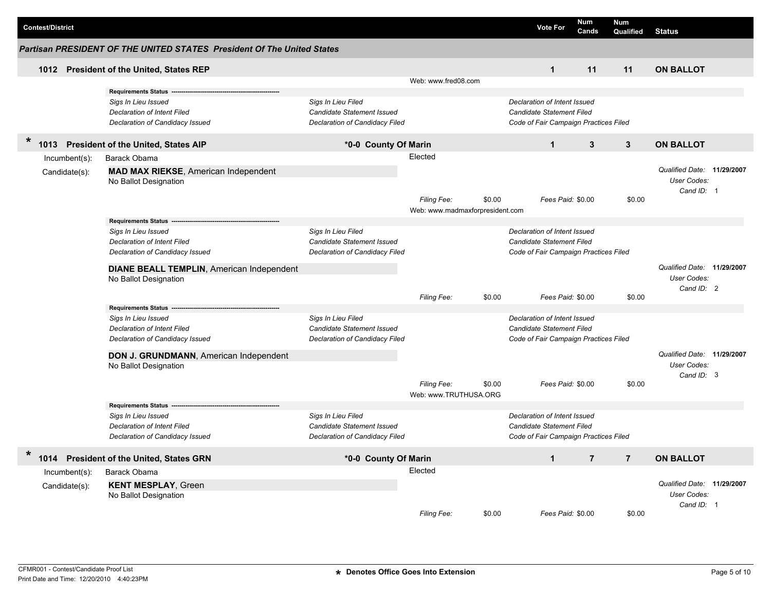| Contest/District | | Vote For | Num Cands | Num Qualified | Status |
|---|---|---|---|---|---|

***Partisan PRESIDENT OF THE UNITED STATES President Of The United States***

| | | Vote For | Num Cands | Num Qualified | Status |
|---|---|---|---|---|---|
| **1012 President of the United, States REP** | | **1** | **11** | **11** | **ON BALLOT** |

Web: www.fred08.com

**Requirements Status**

| | | |
|---|---|---|
| *Sigs In Lieu Issued* | *Sigs In Lieu Filed* | *Declaration of Intent Issued* |
| *Declaration of Intent Filed* | *Candidate Statement Issued* | *Candidate Statement Filed* |
| *Declaration of Candidacy Issued* | *Declaration of Candidacy Filed* | *Code of Fair Campaign Practices Filed* |

| | | Vote For | Num Cands | Num Qualified | Status |
|---|---|---|---|---|---|
| * **1013 President of the United, States AIP** | ***0-0 County Of Marin** | **1** | **3** | **3** | **ON BALLOT** |

Incumbent(s): Barack Obama — Elected

Candidate(s):

**MAD MAX RIEKSE**, American Independent
No Ballot Designation

*Qualified Date:* **11/29/2007**
*User Codes:*
*Cand ID:* 1

*Filing Fee:* $0.00 *Fees Paid:* $0.00 $0.00

Web: www.madmaxforpresident.com

**Requirements Status**

| | | |
|---|---|---|
| *Sigs In Lieu Issued* | *Sigs In Lieu Filed* | *Declaration of Intent Issued* |
| *Declaration of Intent Filed* | *Candidate Statement Issued* | *Candidate Statement Filed* |
| *Declaration of Candidacy Issued* | *Declaration of Candidacy Filed* | *Code of Fair Campaign Practices Filed* |

**DIANE BEALL TEMPLIN**, American Independent
No Ballot Designation

*Qualified Date:* **11/29/2007**
*User Codes:*
*Cand ID:* 2

*Filing Fee:* $0.00 *Fees Paid:* $0.00 $0.00

**Requirements Status**

| | | |
|---|---|---|
| *Sigs In Lieu Issued* | *Sigs In Lieu Filed* | *Declaration of Intent Issued* |
| *Declaration of Intent Filed* | *Candidate Statement Issued* | *Candidate Statement Filed* |
| *Declaration of Candidacy Issued* | *Declaration of Candidacy Filed* | *Code of Fair Campaign Practices Filed* |

**DON J. GRUNDMANN**, American Independent
No Ballot Designation

*Qualified Date:* **11/29/2007**
*User Codes:*
*Cand ID:* 3

*Filing Fee:* $0.00 *Fees Paid:* $0.00 $0.00

Web: www.TRUTHUSA.ORG

**Requirements Status**

| | | |
|---|---|---|
| *Sigs In Lieu Issued* | *Sigs In Lieu Filed* | *Declaration of Intent Issued* |
| *Declaration of Intent Filed* | *Candidate Statement Issued* | *Candidate Statement Filed* |
| *Declaration of Candidacy Issued* | *Declaration of Candidacy Filed* | *Code of Fair Campaign Practices Filed* |

| | | Vote For | Num Cands | Num Qualified | Status |
|---|---|---|---|---|---|
| * **1014 President of the United, States GRN** | ***0-0 County Of Marin** | **1** | **7** | **7** | **ON BALLOT** |

Incumbent(s): Barack Obama — Elected

Candidate(s):

**KENT MESPLAY**, Green
No Ballot Designation

*Qualified Date:* **11/29/2007**
*User Codes:*
*Cand ID:* 1

*Filing Fee:* $0.00 *Fees Paid:* $0.00 $0.00

CFMR001 - Contest/Candidate Proof List
Print Date and Time: 12/20/2010 4:40:23PM

* **Denotes Office Goes Into Extension**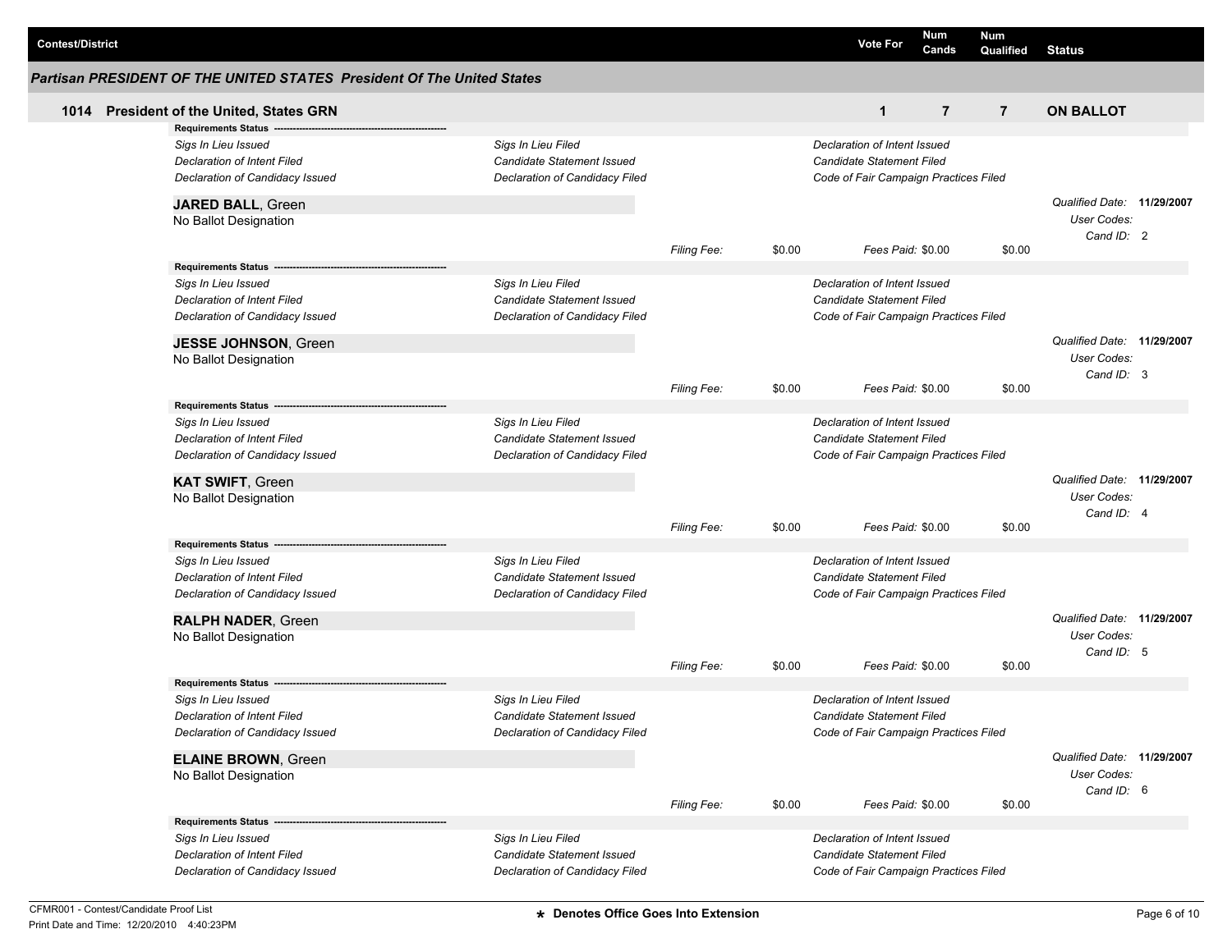| Contest/District | Vote For | Num Cands | Num Qualified | Status |
|---|---|---|---|---|

*Partisan PRESIDENT OF THE UNITED STATES President Of The United States*

| | | | | |
|---|---|---|---|---|
| **1014 President of the United, States GRN** | **1** | **7** | **7** | **ON BALLOT** |

**Requirements Status** ---

*Sigs In Lieu Issued* | *Sigs In Lieu Filed* | *Declaration of Intent Issued*
*Declaration of Intent Filed* | *Candidate Statement Issued* | *Candidate Statement Filed*
*Declaration of Candidacy Issued* | *Declaration of Candidacy Filed* | *Code of Fair Campaign Practices Filed*

**JARED BALL**, Green
No Ballot Designation

*Qualified Date:* **11/29/2007**
*User Codes:*
*Cand ID:* 2

*Filing Fee:* $0.00 *Fees Paid:* $0.00 $0.00

**Requirements Status** ---

*Sigs In Lieu Issued* | *Sigs In Lieu Filed* | *Declaration of Intent Issued*
*Declaration of Intent Filed* | *Candidate Statement Issued* | *Candidate Statement Filed*
*Declaration of Candidacy Issued* | *Declaration of Candidacy Filed* | *Code of Fair Campaign Practices Filed*

**JESSE JOHNSON**, Green
No Ballot Designation

*Qualified Date:* **11/29/2007**
*User Codes:*
*Cand ID:* 3

*Filing Fee:* $0.00 *Fees Paid:* $0.00 $0.00

**Requirements Status** ---

*Sigs In Lieu Issued* | *Sigs In Lieu Filed* | *Declaration of Intent Issued*
*Declaration of Intent Filed* | *Candidate Statement Issued* | *Candidate Statement Filed*
*Declaration of Candidacy Issued* | *Declaration of Candidacy Filed* | *Code of Fair Campaign Practices Filed*

**KAT SWIFT**, Green
No Ballot Designation

*Qualified Date:* **11/29/2007**
*User Codes:*
*Cand ID:* 4

*Filing Fee:* $0.00 *Fees Paid:* $0.00 $0.00

**Requirements Status** ---

*Sigs In Lieu Issued* | *Sigs In Lieu Filed* | *Declaration of Intent Issued*
*Declaration of Intent Filed* | *Candidate Statement Issued* | *Candidate Statement Filed*
*Declaration of Candidacy Issued* | *Declaration of Candidacy Filed* | *Code of Fair Campaign Practices Filed*

**RALPH NADER**, Green
No Ballot Designation

*Qualified Date:* **11/29/2007**
*User Codes:*
*Cand ID:* 5

*Filing Fee:* $0.00 *Fees Paid:* $0.00 $0.00

**Requirements Status** ---

*Sigs In Lieu Issued* | *Sigs In Lieu Filed* | *Declaration of Intent Issued*
*Declaration of Intent Filed* | *Candidate Statement Issued* | *Candidate Statement Filed*
*Declaration of Candidacy Issued* | *Declaration of Candidacy Filed* | *Code of Fair Campaign Practices Filed*

**ELAINE BROWN**, Green
No Ballot Designation

*Qualified Date:* **11/29/2007**
*User Codes:*
*Cand ID:* 6

*Filing Fee:* $0.00 *Fees Paid:* $0.00 $0.00

**Requirements Status** ---

*Sigs In Lieu Issued* | *Sigs In Lieu Filed* | *Declaration of Intent Issued*
*Declaration of Intent Filed* | *Candidate Statement Issued* | *Candidate Statement Filed*
*Declaration of Candidacy Issued* | *Declaration of Candidacy Filed* | *Code of Fair Campaign Practices Filed*

CFMR001 - Contest/Candidate Proof List
Print Date and Time: 12/20/2010 4:40:23PM

**★ Denotes Office Goes Into Extension**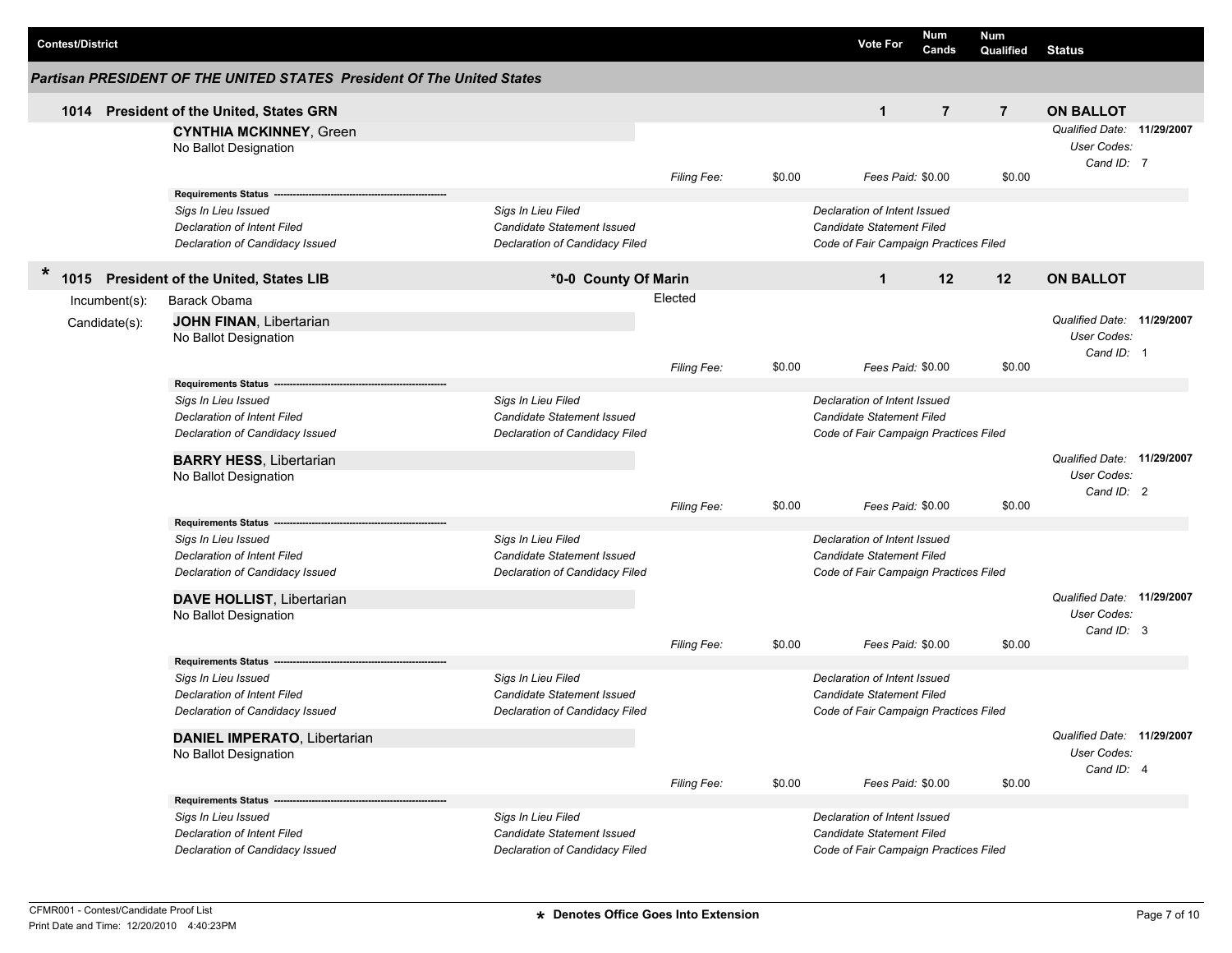| Contest/District | Vote For | Num Cands | Num Qualified | Status |
|---|---|---|---|---|

## Partisan PRESIDENT OF THE UNITED STATES President Of The United States

**1014 President of the United, States GRN** | Vote For: **1** | Num Cands: **7** | Num Qualified: **7** | **ON BALLOT**

**CYNTHIA MCKINNEY**, Green
No Ballot Designation

*Qualified Date:* **11/29/2007**
*User Codes:*
*Cand ID:* 7

*Filing Fee:* $0.00 *Fees Paid:* $0.00 $0.00

**Requirements Status**

| | | |
|---|---|---|
| *Sigs In Lieu Issued* | *Sigs In Lieu Filed* | *Declaration of Intent Issued* |
| *Declaration of Intent Filed* | *Candidate Statement Issued* | *Candidate Statement Filed* |
| *Declaration of Candidacy Issued* | *Declaration of Candidacy Filed* | *Code of Fair Campaign Practices Filed* |

**\* 1015 President of the United, States LIB** — **\*0-0 County Of Marin** | Vote For: **1** | Num Cands: **12** | Num Qualified: **12** | **ON BALLOT**

Incumbent(s): Barack Obama — Elected

Candidate(s):

**JOHN FINAN**, Libertarian
No Ballot Designation

*Qualified Date:* **11/29/2007**
*User Codes:*
*Cand ID:* 1

*Filing Fee:* $0.00 *Fees Paid:* $0.00 $0.00

**Requirements Status**

| | | |
|---|---|---|
| *Sigs In Lieu Issued* | *Sigs In Lieu Filed* | *Declaration of Intent Issued* |
| *Declaration of Intent Filed* | *Candidate Statement Issued* | *Candidate Statement Filed* |
| *Declaration of Candidacy Issued* | *Declaration of Candidacy Filed* | *Code of Fair Campaign Practices Filed* |

**BARRY HESS**, Libertarian
No Ballot Designation

*Qualified Date:* **11/29/2007**
*User Codes:*
*Cand ID:* 2

*Filing Fee:* $0.00 *Fees Paid:* $0.00 $0.00

**Requirements Status**

| | | |
|---|---|---|
| *Sigs In Lieu Issued* | *Sigs In Lieu Filed* | *Declaration of Intent Issued* |
| *Declaration of Intent Filed* | *Candidate Statement Issued* | *Candidate Statement Filed* |
| *Declaration of Candidacy Issued* | *Declaration of Candidacy Filed* | *Code of Fair Campaign Practices Filed* |

**DAVE HOLLIST**, Libertarian
No Ballot Designation

*Qualified Date:* **11/29/2007**
*User Codes:*
*Cand ID:* 3

*Filing Fee:* $0.00 *Fees Paid:* $0.00 $0.00

**Requirements Status**

| | | |
|---|---|---|
| *Sigs In Lieu Issued* | *Sigs In Lieu Filed* | *Declaration of Intent Issued* |
| *Declaration of Intent Filed* | *Candidate Statement Issued* | *Candidate Statement Filed* |
| *Declaration of Candidacy Issued* | *Declaration of Candidacy Filed* | *Code of Fair Campaign Practices Filed* |

**DANIEL IMPERATO**, Libertarian
No Ballot Designation

*Qualified Date:* **11/29/2007**
*User Codes:*
*Cand ID:* 4

*Filing Fee:* $0.00 *Fees Paid:* $0.00 $0.00

**Requirements Status**

| | | |
|---|---|---|
| *Sigs In Lieu Issued* | *Sigs In Lieu Filed* | *Declaration of Intent Issued* |
| *Declaration of Intent Filed* | *Candidate Statement Issued* | *Candidate Statement Filed* |
| *Declaration of Candidacy Issued* | *Declaration of Candidacy Filed* | *Code of Fair Campaign Practices Filed* |

CFMR001 - Contest/Candidate Proof List
Print Date and Time: 12/20/2010 4:40:23PM

**\* Denotes Office Goes Into Extension**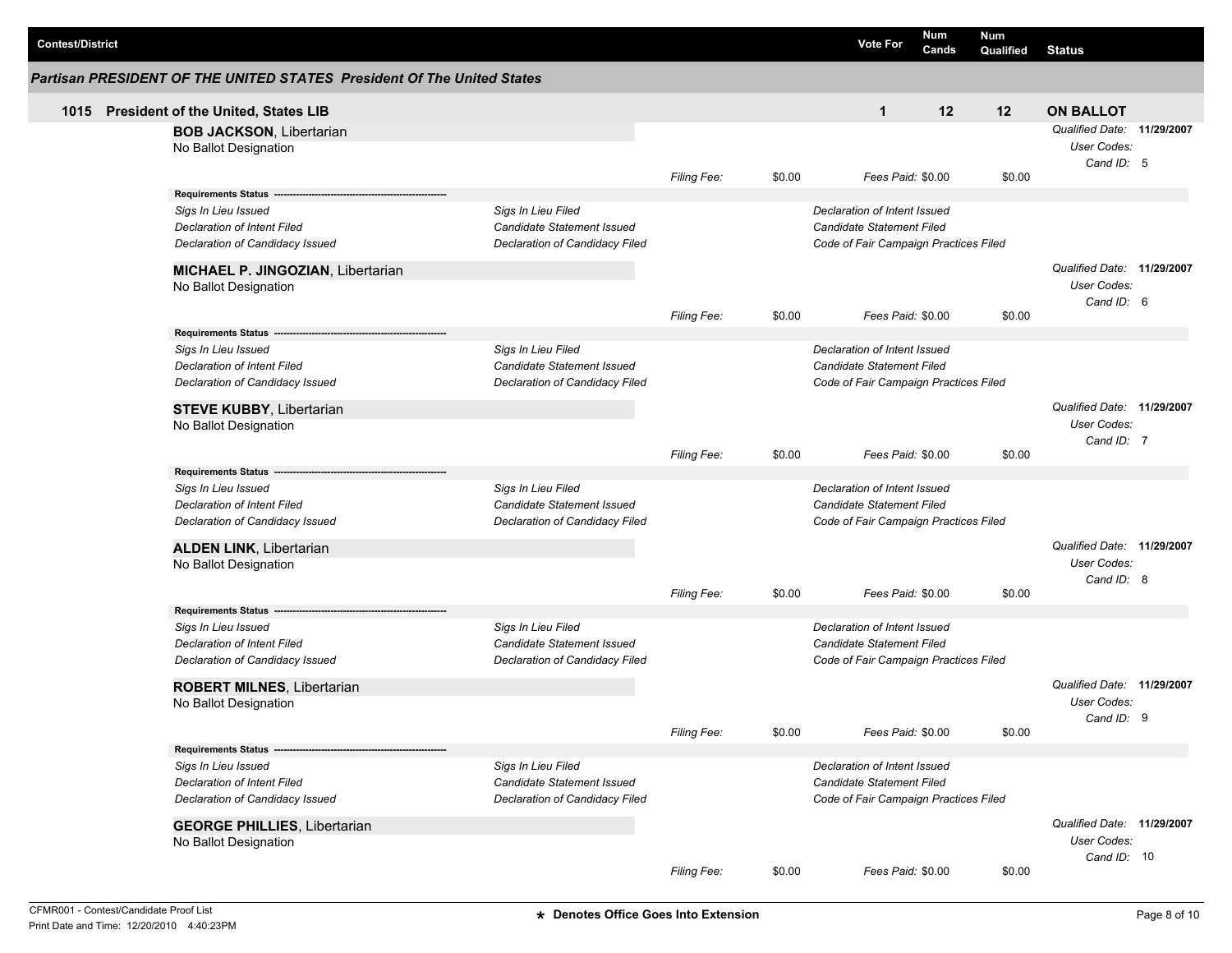| Contest/District | Vote For | Num Cands | Num Qualified | Status |
|---|---|---|---|---|

### *Partisan PRESIDENT OF THE UNITED STATES President Of The United States*

| | | Vote For | Num Cands | Num Qualified | Status |
|---|---|---|---|---|---|
| **1015** | **President of the United, States LIB** | **1** | **12** | **12** | **ON BALLOT** |

**BOB JACKSON**, Libertarian
No Ballot Designation

*Qualified Date:* **11/29/2007**
*User Codes:*
*Cand ID:* 5

*Filing Fee:* $0.00 *Fees Paid:* $0.00 $0.00

**Requirements Status**

| | | |
|---|---|---|
| *Sigs In Lieu Issued* | *Sigs In Lieu Filed* | *Declaration of Intent Issued* |
| *Declaration of Intent Filed* | *Candidate Statement Issued* | *Candidate Statement Filed* |
| *Declaration of Candidacy Issued* | *Declaration of Candidacy Filed* | *Code of Fair Campaign Practices Filed* |

**MICHAEL P. JINGOZIAN**, Libertarian
No Ballot Designation

*Qualified Date:* **11/29/2007**
*User Codes:*
*Cand ID:* 6

*Filing Fee:* $0.00 *Fees Paid:* $0.00 $0.00

**Requirements Status**

| | | |
|---|---|---|
| *Sigs In Lieu Issued* | *Sigs In Lieu Filed* | *Declaration of Intent Issued* |
| *Declaration of Intent Filed* | *Candidate Statement Issued* | *Candidate Statement Filed* |
| *Declaration of Candidacy Issued* | *Declaration of Candidacy Filed* | *Code of Fair Campaign Practices Filed* |

**STEVE KUBBY**, Libertarian
No Ballot Designation

*Qualified Date:* **11/29/2007**
*User Codes:*
*Cand ID:* 7

*Filing Fee:* $0.00 *Fees Paid:* $0.00 $0.00

**Requirements Status**

| | | |
|---|---|---|
| *Sigs In Lieu Issued* | *Sigs In Lieu Filed* | *Declaration of Intent Issued* |
| *Declaration of Intent Filed* | *Candidate Statement Issued* | *Candidate Statement Filed* |
| *Declaration of Candidacy Issued* | *Declaration of Candidacy Filed* | *Code of Fair Campaign Practices Filed* |

**ALDEN LINK**, Libertarian
No Ballot Designation

*Qualified Date:* **11/29/2007**
*User Codes:*
*Cand ID:* 8

*Filing Fee:* $0.00 *Fees Paid:* $0.00 $0.00

**Requirements Status**

| | | |
|---|---|---|
| *Sigs In Lieu Issued* | *Sigs In Lieu Filed* | *Declaration of Intent Issued* |
| *Declaration of Intent Filed* | *Candidate Statement Issued* | *Candidate Statement Filed* |
| *Declaration of Candidacy Issued* | *Declaration of Candidacy Filed* | *Code of Fair Campaign Practices Filed* |

**ROBERT MILNES**, Libertarian
No Ballot Designation

*Qualified Date:* **11/29/2007**
*User Codes:*
*Cand ID:* 9

*Filing Fee:* $0.00 *Fees Paid:* $0.00 $0.00

**Requirements Status**

| | | |
|---|---|---|
| *Sigs In Lieu Issued* | *Sigs In Lieu Filed* | *Declaration of Intent Issued* |
| *Declaration of Intent Filed* | *Candidate Statement Issued* | *Candidate Statement Filed* |
| *Declaration of Candidacy Issued* | *Declaration of Candidacy Filed* | *Code of Fair Campaign Practices Filed* |

**GEORGE PHILLIES**, Libertarian
No Ballot Designation

*Qualified Date:* **11/29/2007**
*User Codes:*
*Cand ID:* 10

*Filing Fee:* $0.00 *Fees Paid:* $0.00 $0.00

CFMR001 - Contest/Candidate Proof List
Print Date and Time: 12/20/2010 4:40:23PM

**\* Denotes Office Goes Into Extension**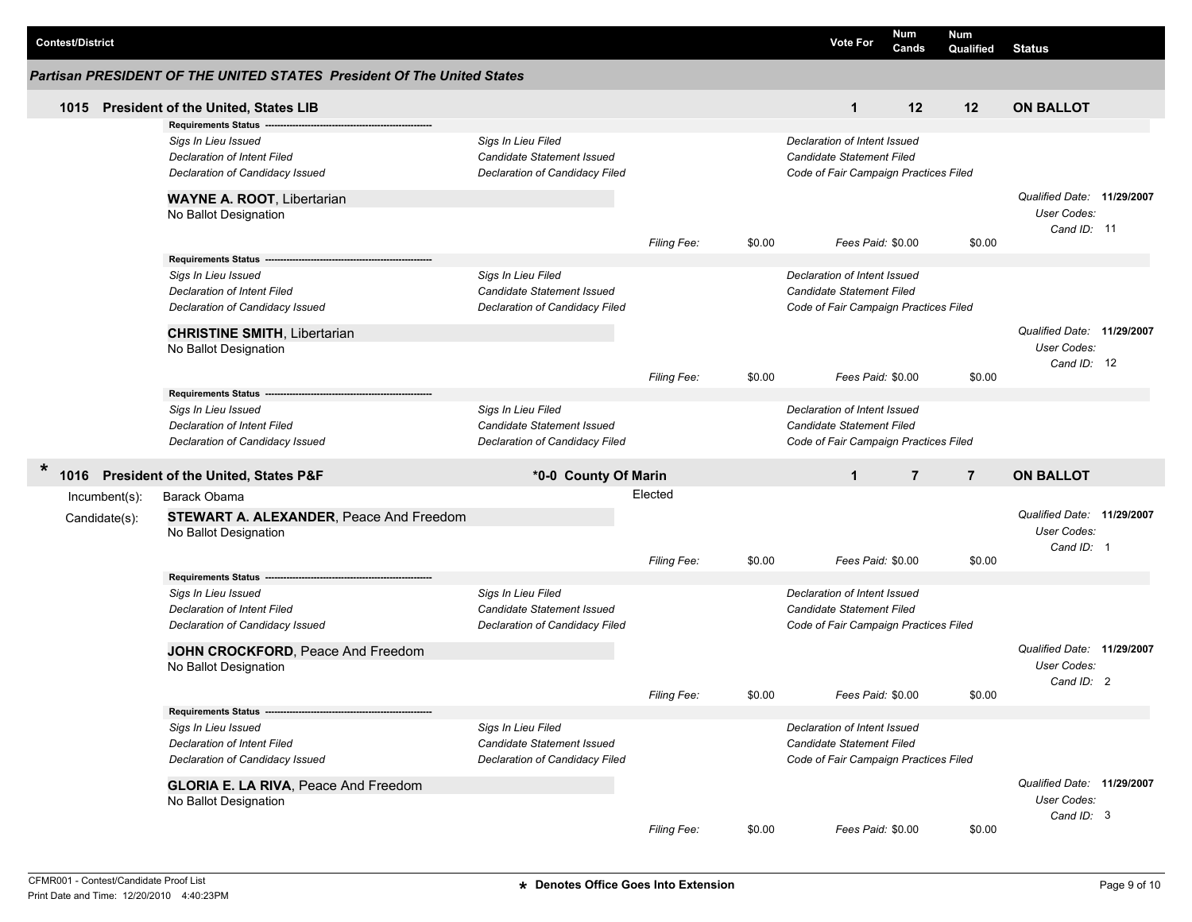| Contest/District | Vote For | Num Cands | Num Qualified | Status |
|---|---|---|---|---|

### *Partisan PRESIDENT OF THE UNITED STATES President Of The United States*

**1015 President of the United, States LIB** | 1 | 12 | 12 | **ON BALLOT**

**Requirements Status**

*Sigs In Lieu Issued* | *Sigs In Lieu Filed* | *Declaration of Intent Issued*
*Declaration of Intent Filed* | *Candidate Statement Issued* | *Candidate Statement Filed*
*Declaration of Candidacy Issued* | *Declaration of Candidacy Filed* | *Code of Fair Campaign Practices Filed*

**WAYNE A. ROOT**, Libertarian
No Ballot Designation

*Qualified Date:* **11/29/2007**
*User Codes:*
*Cand ID:* 11

*Filing Fee:* $0.00 *Fees Paid:* $0.00 $0.00

**Requirements Status**

*Sigs In Lieu Issued* | *Sigs In Lieu Filed* | *Declaration of Intent Issued*
*Declaration of Intent Filed* | *Candidate Statement Issued* | *Candidate Statement Filed*
*Declaration of Candidacy Issued* | *Declaration of Candidacy Filed* | *Code of Fair Campaign Practices Filed*

**CHRISTINE SMITH**, Libertarian
No Ballot Designation

*Qualified Date:* **11/29/2007**
*User Codes:*
*Cand ID:* 12

*Filing Fee:* $0.00 *Fees Paid:* $0.00 $0.00

**Requirements Status**

*Sigs In Lieu Issued* | *Sigs In Lieu Filed* | *Declaration of Intent Issued*
*Declaration of Intent Filed* | *Candidate Statement Issued* | *Candidate Statement Filed*
*Declaration of Candidacy Issued* | *Declaration of Candidacy Filed* | *Code of Fair Campaign Practices Filed*

\* **1016 President of the United, States P&F** | ***0-0 County Of Marin** | 1 | 7 | 7 | **ON BALLOT**

Incumbent(s): Barack Obama — Elected

Candidate(s):

**STEWART A. ALEXANDER**, Peace And Freedom
No Ballot Designation

*Qualified Date:* **11/29/2007**
*User Codes:*
*Cand ID:* 1

*Filing Fee:* $0.00 *Fees Paid:* $0.00 $0.00

**Requirements Status**

*Sigs In Lieu Issued* | *Sigs In Lieu Filed* | *Declaration of Intent Issued*
*Declaration of Intent Filed* | *Candidate Statement Issued* | *Candidate Statement Filed*
*Declaration of Candidacy Issued* | *Declaration of Candidacy Filed* | *Code of Fair Campaign Practices Filed*

**JOHN CROCKFORD**, Peace And Freedom
No Ballot Designation

*Qualified Date:* **11/29/2007**
*User Codes:*
*Cand ID:* 2

*Filing Fee:* $0.00 *Fees Paid:* $0.00 $0.00

**Requirements Status**

*Sigs In Lieu Issued* | *Sigs In Lieu Filed* | *Declaration of Intent Issued*
*Declaration of Intent Filed* | *Candidate Statement Issued* | *Candidate Statement Filed*
*Declaration of Candidacy Issued* | *Declaration of Candidacy Filed* | *Code of Fair Campaign Practices Filed*

**GLORIA E. LA RIVA**, Peace And Freedom
No Ballot Designation

*Qualified Date:* **11/29/2007**
*User Codes:*
*Cand ID:* 3

*Filing Fee:* $0.00 *Fees Paid:* $0.00 $0.00

CFMR001 - Contest/Candidate Proof List
Print Date and Time: 12/20/2010 4:40:23PM

**\* Denotes Office Goes Into Extension**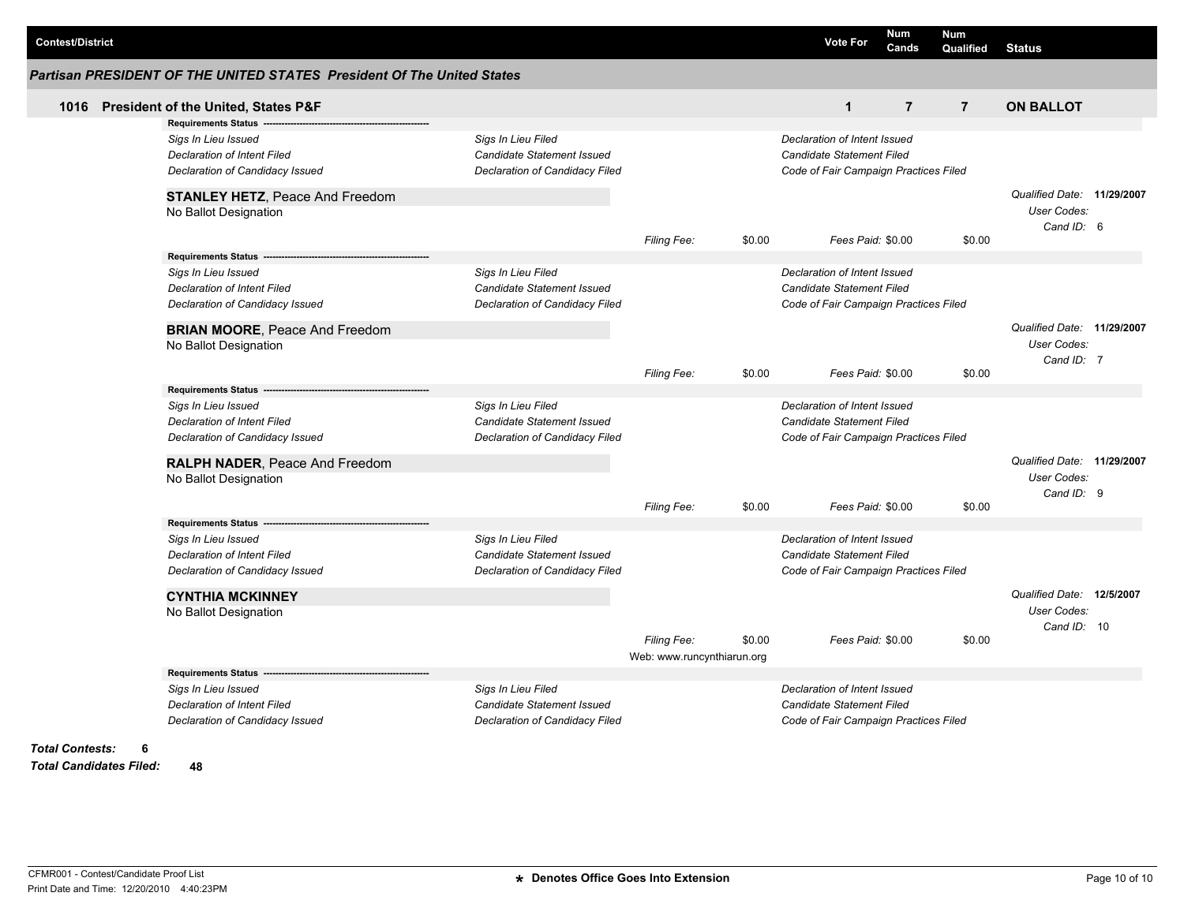| Contest/District | Vote For | Num Cands | Num Qualified | Status |
|---|---|---|---|---|

***Partisan PRESIDENT OF THE UNITED STATES President Of The United States***

| | Vote For | Num Cands | Num Qualified | Status |
|---|---|---|---|---|
| **1016 President of the United, States P&F** | **1** | **7** | **7** | **ON BALLOT** |

**Requirements Status** ----------------------------------------------------

*Sigs In Lieu Issued* | *Sigs In Lieu Filed* | *Declaration of Intent Issued*
*Declaration of Intent Filed* | *Candidate Statement Issued* | *Candidate Statement Filed*
*Declaration of Candidacy Issued* | *Declaration of Candidacy Filed* | *Code of Fair Campaign Practices Filed*

**STANLEY HETZ**, Peace And Freedom
No Ballot Designation

*Qualified Date:* **11/29/2007**
*User Codes:*
*Cand ID:* 6

*Filing Fee:* $0.00 *Fees Paid:* $0.00 $0.00

**Requirements Status** ----------------------------------------------------

*Sigs In Lieu Issued* | *Sigs In Lieu Filed* | *Declaration of Intent Issued*
*Declaration of Intent Filed* | *Candidate Statement Issued* | *Candidate Statement Filed*
*Declaration of Candidacy Issued* | *Declaration of Candidacy Filed* | *Code of Fair Campaign Practices Filed*

**BRIAN MOORE**, Peace And Freedom
No Ballot Designation

*Qualified Date:* **11/29/2007**
*User Codes:*
*Cand ID:* 7

*Filing Fee:* $0.00 *Fees Paid:* $0.00 $0.00

**Requirements Status** ----------------------------------------------------

*Sigs In Lieu Issued* | *Sigs In Lieu Filed* | *Declaration of Intent Issued*
*Declaration of Intent Filed* | *Candidate Statement Issued* | *Candidate Statement Filed*
*Declaration of Candidacy Issued* | *Declaration of Candidacy Filed* | *Code of Fair Campaign Practices Filed*

**RALPH NADER**, Peace And Freedom
No Ballot Designation

*Qualified Date:* **11/29/2007**
*User Codes:*
*Cand ID:* 9

*Filing Fee:* $0.00 *Fees Paid:* $0.00 $0.00

**Requirements Status** ----------------------------------------------------

*Sigs In Lieu Issued* | *Sigs In Lieu Filed* | *Declaration of Intent Issued*
*Declaration of Intent Filed* | *Candidate Statement Issued* | *Candidate Statement Filed*
*Declaration of Candidacy Issued* | *Declaration of Candidacy Filed* | *Code of Fair Campaign Practices Filed*

**CYNTHIA MCKINNEY**
No Ballot Designation

*Qualified Date:* **12/5/2007**
*User Codes:*
*Cand ID:* 10

*Filing Fee:* $0.00 *Fees Paid:* $0.00 $0.00
Web: www.runcynthiarun.org

**Requirements Status** ----------------------------------------------------

*Sigs In Lieu Issued* | *Sigs In Lieu Filed* | *Declaration of Intent Issued*
*Declaration of Intent Filed* | *Candidate Statement Issued* | *Candidate Statement Filed*
*Declaration of Candidacy Issued* | *Declaration of Candidacy Filed* | *Code of Fair Campaign Practices Filed*

***Total Contests:*** **6**
***Total Candidates Filed:*** **48**

CFMR001 - Contest/Candidate Proof List
Print Date and Time: 12/20/2010 4:40:23PM

**\* Denotes Office Goes Into Extension**